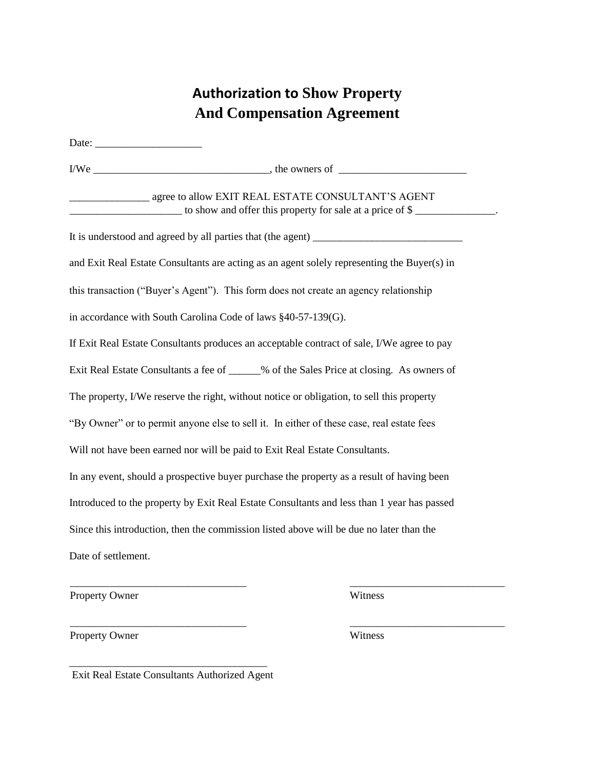# Authorization to Show Property
# And Compensation Agreement

Date: ____________________

I/We _________________________________, the owners of ________________________

_______________ agree to allow EXIT REAL ESTATE CONSULTANT'S AGENT
_____________________ to show and offer this property for sale at a price of $ _______________.

It is understood and agreed by all parties that (the agent) ____________________________

and Exit Real Estate Consultants are acting as an agent solely representing the Buyer(s) in

this transaction ("Buyer's Agent"). This form does not create an agency relationship

in accordance with South Carolina Code of laws §40-57-139(G).

If Exit Real Estate Consultants produces an acceptable contract of sale, I/We agree to pay

Exit Real Estate Consultants a fee of ______% of the Sales Price at closing. As owners of

The property, I/We reserve the right, without notice or obligation, to sell this property

"By Owner" or to permit anyone else to sell it. In either of these case, real estate fees

Will not have been earned nor will be paid to Exit Real Estate Consultants.

In any event, should a prospective buyer purchase the property as a result of having been

Introduced to the property by Exit Real Estate Consultants and less than 1 year has passed

Since this introduction, then the commission listed above will be due no later than the

Date of settlement.

_________________________________ _____________________________
Property Owner Witness

_________________________________ _____________________________
Property Owner Witness

_____________________________________
Exit Real Estate Consultants Authorized Agent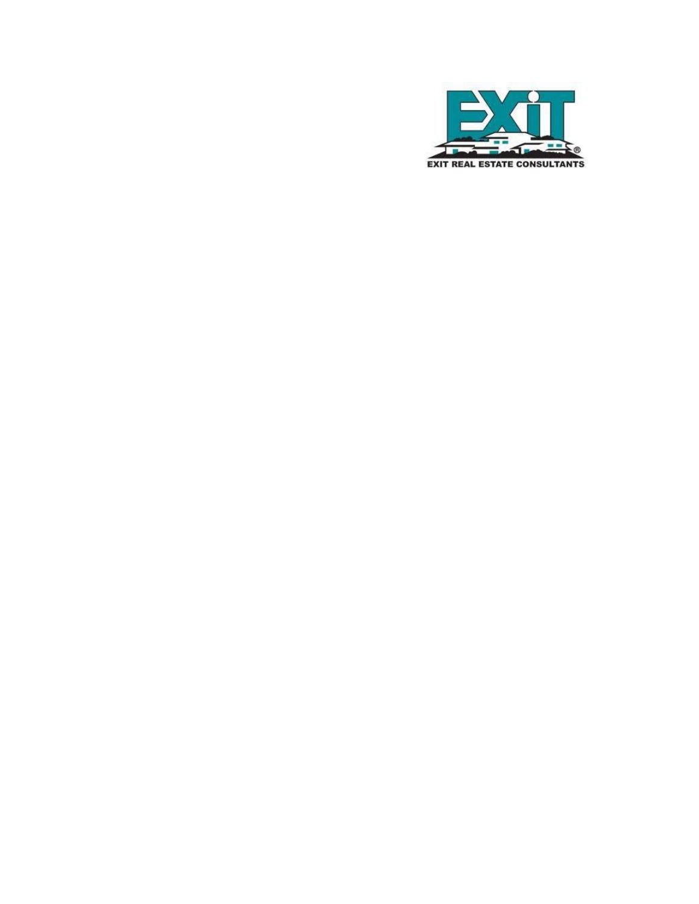EXIT REAL ESTATE CONSULTANTS